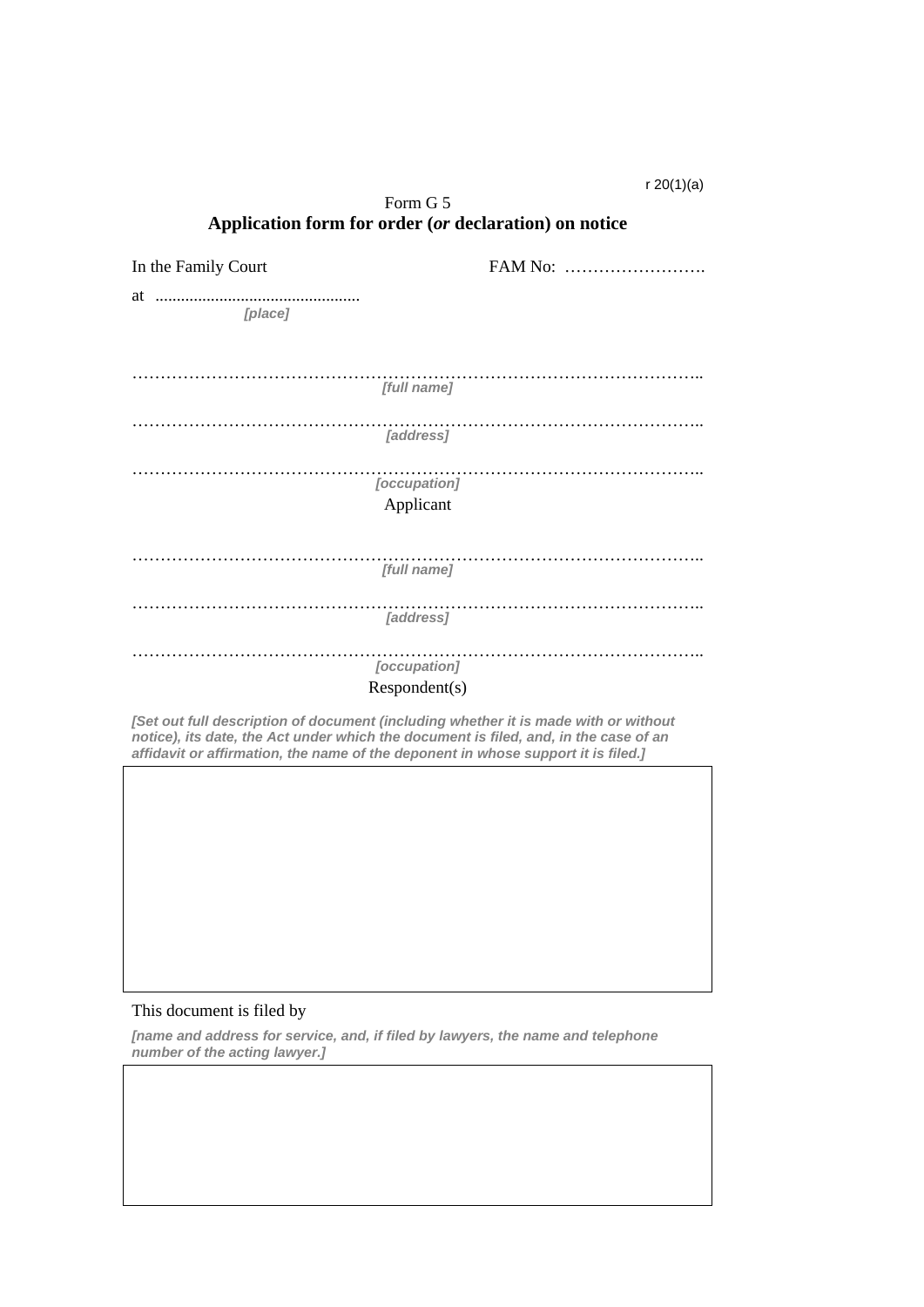r 20(1)(a)

Form G 5

# Application form for order (*or* declaration) on notice

In the Family Court FAM No: …………………….

at ...............................................

*[place]*

…………………………………………………………………………………………..

*[full name]*

…………………………………………………………………………………………..

*[address]*

…………………………………………………………………………………………..

*[occupation]*

Applicant

…………………………………………………………………………………………..

*[full name]*

…………………………………………………………………………………………..

*[address]*

…………………………………………………………………………………………..

*[occupation]*

Respondent(s)

***[Set out full description of document (including whether it is made with or without notice), its date, the Act under which the document is filed, and, in the case of an affidavit or affirmation, the name of the deponent in whose support it is filed.]***

This document is filed by

***[name and address for service, and, if filed by lawyers, the name and telephone number of the acting lawyer.]***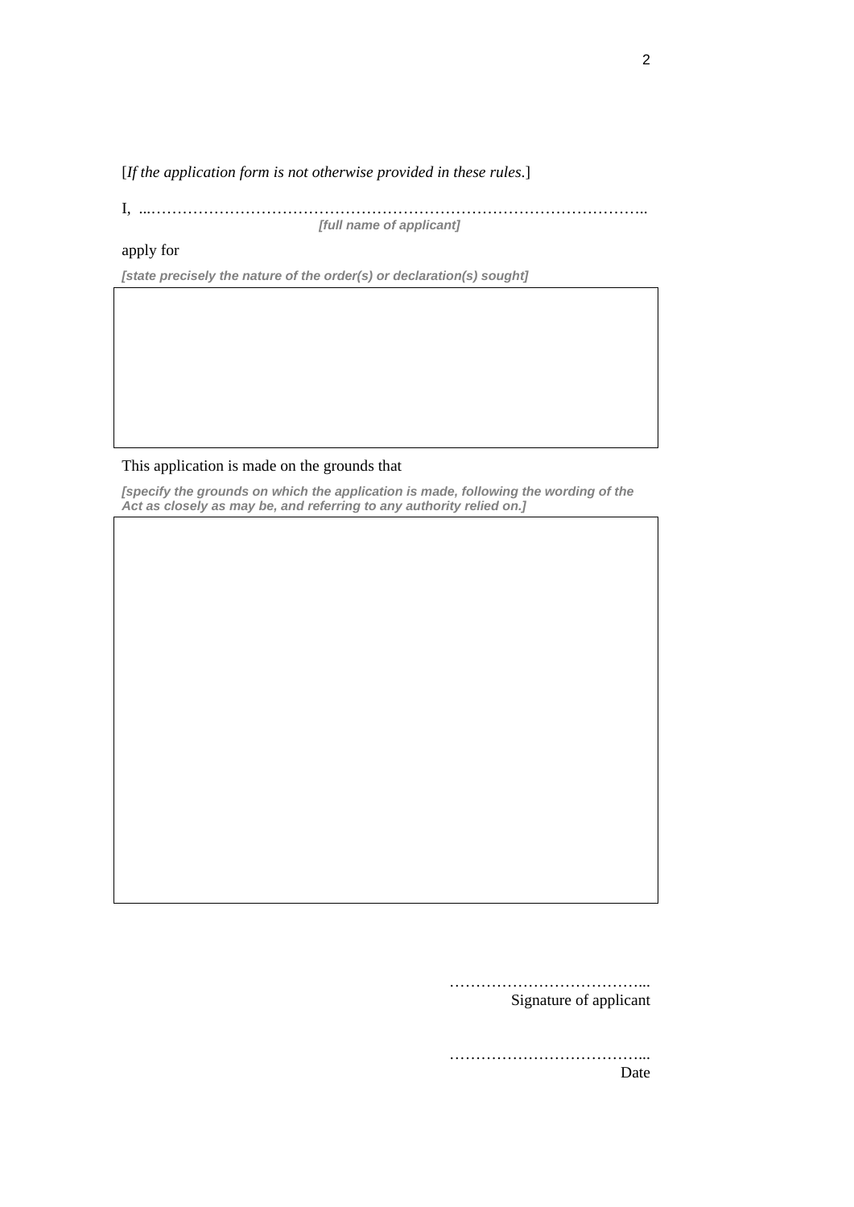[*If the application form is not otherwise provided in these rules*.]

I, ...…………………………………………………………………………………..
***[full name of applicant]***

apply for

***[state precisely the nature of the order(s) or declaration(s) sought]***

| |
|---|
| |

This application is made on the grounds that

***[specify the grounds on which the application is made, following the wording of the Act as closely as may be, and referring to any authority relied on.]***

| |
|---|
| |

………………………………...
Signature of applicant

………………………………...
Date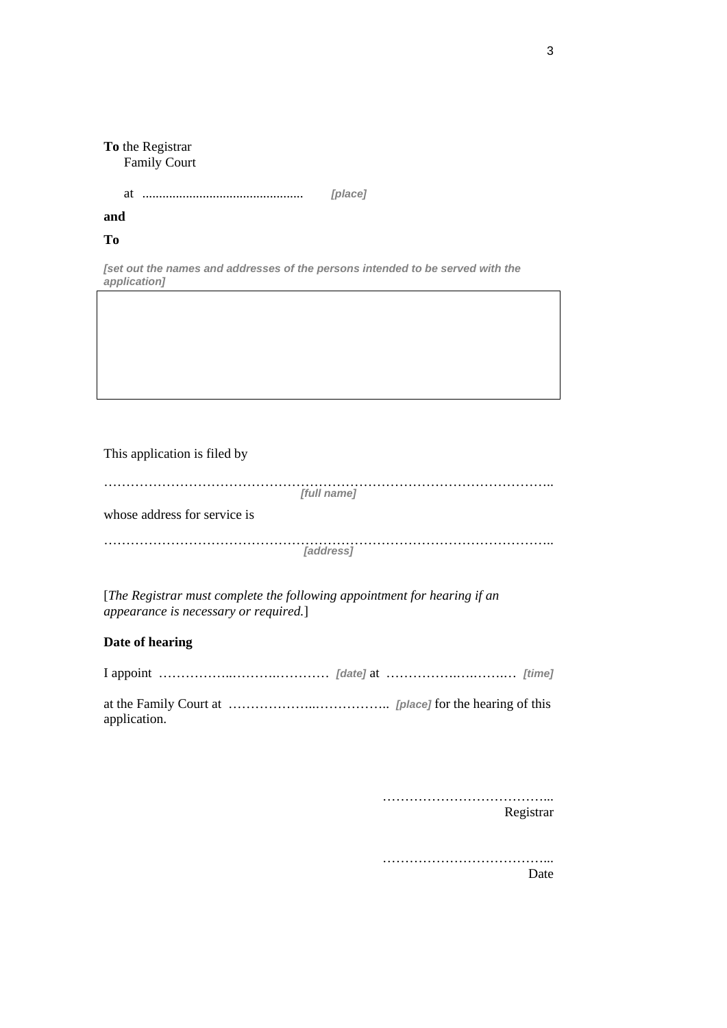**To** the Registrar
Family Court

at ............................................... *[place]*

**and**

**To**

*[set out the names and addresses of the persons intended to be served with the application]*

| |
|---|
| |

This application is filed by

………………………………………………………………………………………..
*[full name]*

whose address for service is

………………………………………………………………………………………..
*[address]*

[*The Registrar must complete the following appointment for hearing if an appearance is necessary or required.*]

**Date of hearing**

I appoint ……………..……….………… *[date]* at …………….….……… *[time]*

at the Family Court at ………………..…………….. *[place]* for the hearing of this application.

………………………………...
Registrar

………………………………...
Date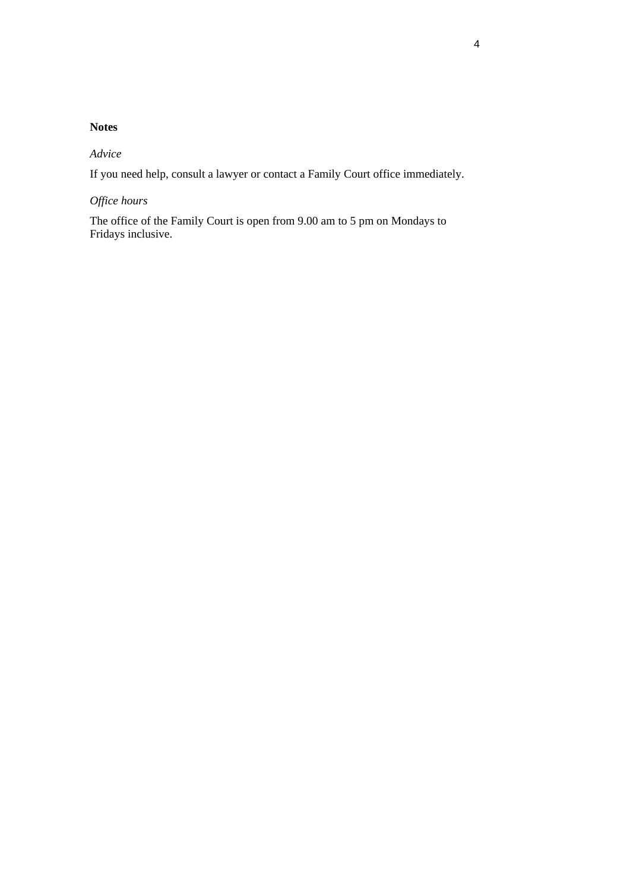**Notes**

*Advice*

If you need help, consult a lawyer or contact a Family Court office immediately.

*Office hours*

The office of the Family Court is open from 9.00 am to 5 pm on Mondays to Fridays inclusive.